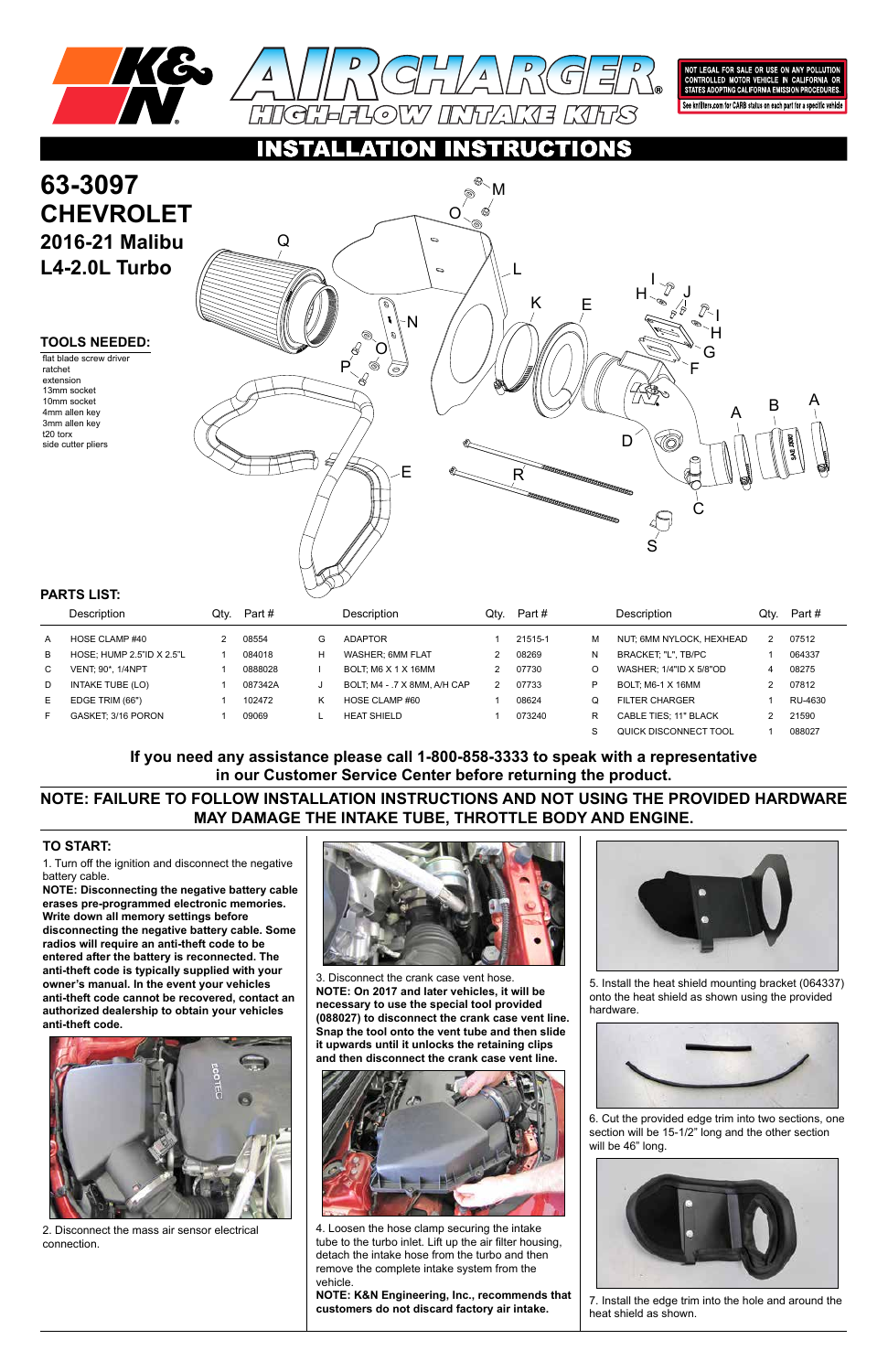# K&N AIRCHARGER® HIGH-FLOW INTAKE KITS

NOT LEGAL FOR SALE OR USE ON ANY POLLUTION CONTROLLED MOTOR VEHICLE IN CALIFORNIA OR STATES ADOPTING CALIFORNIA EMISSION PROCEDURES.
See knfilters.com for CARB status on each part for a specific vehicle

## INSTALLATION INSTRUCTIONS

# 63-3097
# CHEVROLET
## 2016-21 Malibu
## L4-2.0L Turbo

### TOOLS NEEDED:

- flat blade screw driver
- ratchet
- extension
- 13mm socket
- 10mm socket
- 4mm allen key
- 3mm allen key
- t20 torx
- side cutter pliers

### PARTS LIST:

| | Description | Qty. | Part # | | Description | Qty. | Part # | | Description | Qty. | Part # |
|---|---|---|---|---|---|---|---|---|---|---|---|
| A | HOSE CLAMP #40 | 2 | 08554 | G | ADAPTOR | 1 | 21515-1 | M | NUT; 6MM NYLOCK, HEXHEAD | 2 | 07512 |
| B | HOSE; HUMP 2.5"ID X 2.5"L | 1 | 084018 | H | WASHER; 6MM FLAT | 2 | 08269 | N | BRACKET; "L", TB/PC | 1 | 064337 |
| C | VENT; 90*, 1/4NPT | 1 | 0888028 | I | BOLT; M6 X 1 X 16MM | 2 | 07730 | O | WASHER; 1/4"ID X 5/8"OD | 4 | 08275 |
| D | INTAKE TUBE (LO) | 1 | 087342A | J | BOLT; M4 - .7 X 8MM, A/H CAP | 2 | 07733 | P | BOLT; M6-1 X 16MM | 2 | 07812 |
| E | EDGE TRIM (66") | 1 | 102472 | K | HOSE CLAMP #60 | 1 | 08624 | Q | FILTER CHARGER | 1 | RU-4630 |
| F | GASKET; 3/16 PORON | 1 | 09069 | L | HEAT SHIELD | 1 | 073240 | R | CABLE TIES; 11" BLACK | 2 | 21590 |
| | | | | | | | | S | QUICK DISCONNECT TOOL | 1 | 088027 |

**If you need any assistance please call 1-800-858-3333 to speak with a representative in our Customer Service Center before returning the product.**

**NOTE: FAILURE TO FOLLOW INSTALLATION INSTRUCTIONS AND NOT USING THE PROVIDED HARDWARE MAY DAMAGE THE INTAKE TUBE, THROTTLE BODY AND ENGINE.**

### TO START:

1. Turn off the ignition and disconnect the negative battery cable.

**NOTE: Disconnecting the negative battery cable erases pre-programmed electronic memories. Write down all memory settings before disconnecting the negative battery cable. Some radios will require an anti-theft code to be entered after the battery is reconnected. The anti-theft code is typically supplied with your owner's manual. In the event your vehicles anti-theft code cannot be recovered, contact an authorized dealership to obtain your vehicles anti-theft code.**

2. Disconnect the mass air sensor electrical connection.

3. Disconnect the crank case vent hose.
**NOTE: On 2017 and later vehicles, it will be necessary to use the special tool provided (088027) to disconnect the crank case vent line. Snap the tool onto the vent tube and then slide it upwards until it unlocks the retaining clips and then disconnect the crank case vent line.**

4. Loosen the hose clamp securing the intake tube to the turbo inlet. Lift up the air filter housing, detach the intake hose from the turbo and then remove the complete intake system from the vehicle.
**NOTE: K&N Engineering, Inc., recommends that customers do not discard factory air intake.**

5. Install the heat shield mounting bracket (064337) onto the heat shield as shown using the provided hardware.

6. Cut the provided edge trim into two sections, one section will be 15-1/2" long and the other section will be 46" long.

7. Install the edge trim into the hole and around the heat shield as shown.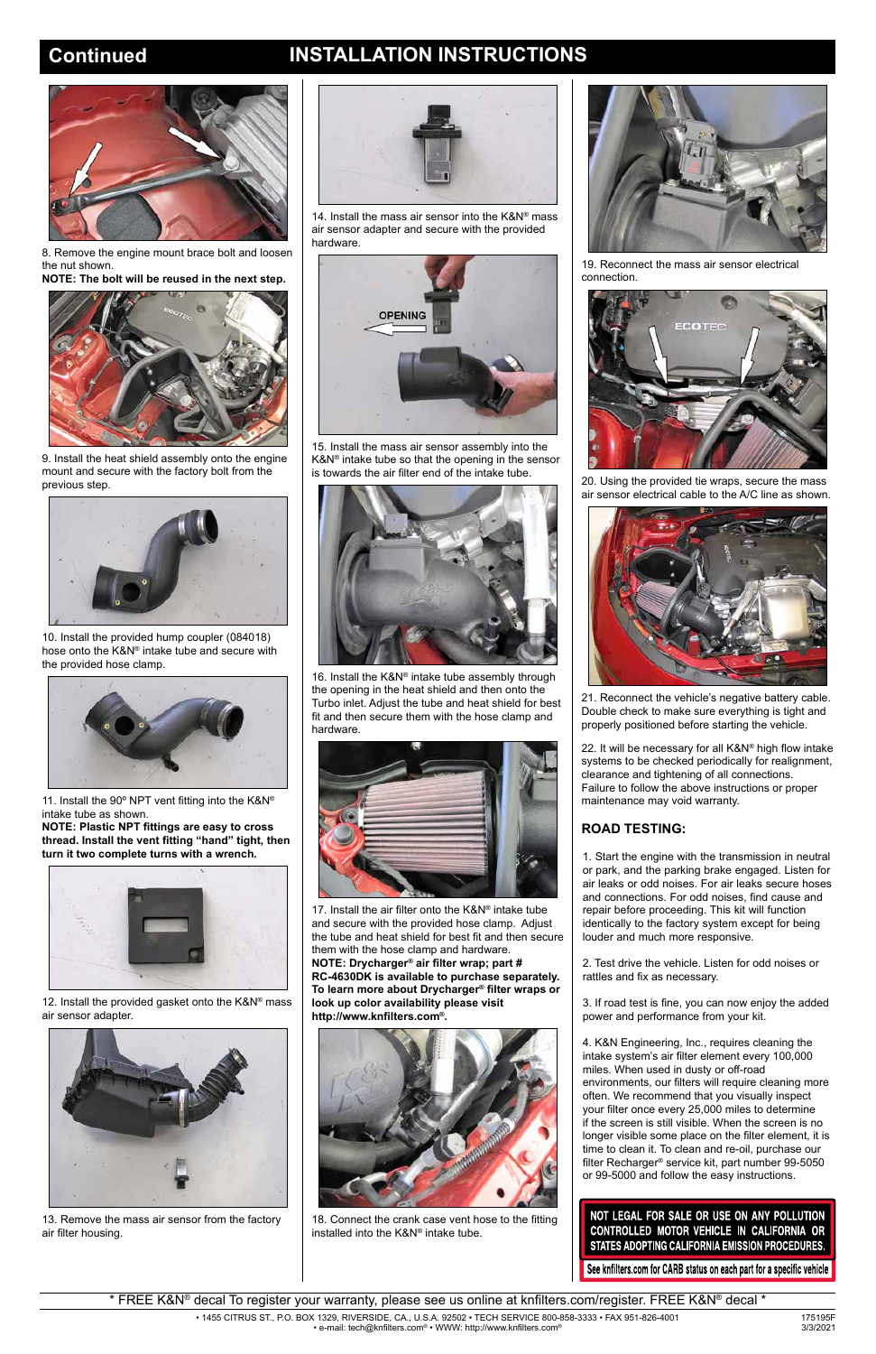## Continued

# INSTALLATION INSTRUCTIONS

8. Remove the engine mount brace bolt and loosen the nut shown.
**NOTE: The bolt will be reused in the next step.**

9. Install the heat shield assembly onto the engine mount and secure with the factory bolt from the previous step.

10. Install the provided hump coupler (084018) hose onto the K&N® intake tube and secure with the provided hose clamp.

11. Install the 90º NPT vent fitting into the K&N® intake tube as shown.
**NOTE: Plastic NPT fittings are easy to cross thread. Install the vent fitting "hand" tight, then turn it two complete turns with a wrench.**

12. Install the provided gasket onto the K&N® mass air sensor adapter.

13. Remove the mass air sensor from the factory air filter housing.

14. Install the mass air sensor into the K&N® mass air sensor adapter and secure with the provided hardware.

OPENING

15. Install the mass air sensor assembly into the K&N® intake tube so that the opening in the sensor is towards the air filter end of the intake tube.

16. Install the K&N® intake tube assembly through the opening in the heat shield and then onto the Turbo inlet. Adjust the tube and heat shield for best fit and then secure them with the hose clamp and hardware.

17. Install the air filter onto the K&N® intake tube and secure with the provided hose clamp. Adjust the tube and heat shield for best fit and then secure them with the hose clamp and hardware.
**NOTE: Drycharger® air filter wrap; part # RC-4630DK is available to purchase separately. To learn more about Drycharger® filter wraps or look up color availability please visit http://www.knfilters.com®.**

18. Connect the crank case vent hose to the fitting installed into the K&N® intake tube.

19. Reconnect the mass air sensor electrical connection.

20. Using the provided tie wraps, secure the mass air sensor electrical cable to the A/C line as shown.

21. Reconnect the vehicle's negative battery cable. Double check to make sure everything is tight and properly positioned before starting the vehicle.

22. It will be necessary for all K&N® high flow intake systems to be checked periodically for realignment, clearance and tightening of all connections. Failure to follow the above instructions or proper maintenance may void warranty.

### ROAD TESTING:

1. Start the engine with the transmission in neutral or park, and the parking brake engaged. Listen for air leaks or odd noises. For air leaks secure hoses and connections. For odd noises, find cause and repair before proceeding. This kit will function identically to the factory system except for being louder and much more responsive.

2. Test drive the vehicle. Listen for odd noises or rattles and fix as necessary.

3. If road test is fine, you can now enjoy the added power and performance from your kit.

4. K&N Engineering, Inc., requires cleaning the intake system's air filter element every 100,000 miles. When used in dusty or off-road environments, our filters will require cleaning more often. We recommend that you visually inspect your filter once every 25,000 miles to determine if the screen is still visible. When the screen is no longer visible some place on the filter element, it is time to clean it. To clean and re-oil, purchase our filter Recharger® service kit, part number 99-5050 or 99-5000 and follow the easy instructions.

**NOT LEGAL FOR SALE OR USE ON ANY POLLUTION CONTROLLED MOTOR VEHICLE IN CALIFORNIA OR STATES ADOPTING CALIFORNIA EMISSION PROCEDURES.**

**See knfilters.com for CARB status on each part for a specific vehicle**

* FREE K&N® decal To register your warranty, please see us online at knfilters.com/register. FREE K&N® decal *

• 1455 CITRUS ST., P.O. BOX 1329, RIVERSIDE, CA., U.S.A. 92502 • TECH SERVICE 800-858-3333 • FAX 951-826-4001
• e-mail: tech@knfilters.com® • WWW: http://www.knfilters.com®

175195F
3/3/2021